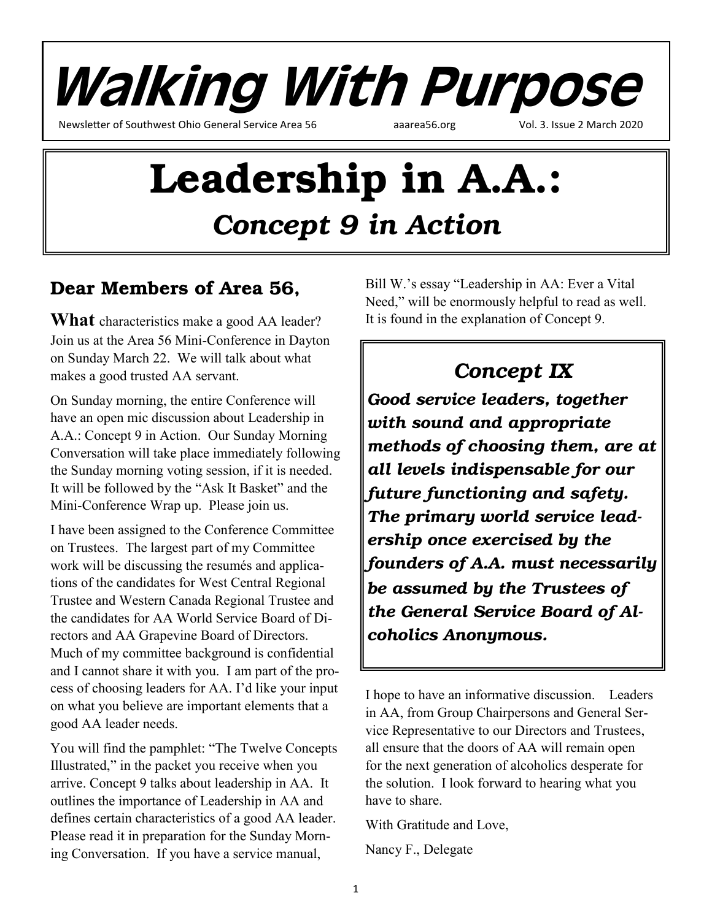# Walking With Purpose

Newsletter of Southwest Ohio General Service Area 56 aaarea56.org Vol. 3. Issue 2 March 2020

# Leadership in A.A.:

## *Concept 9 in Action*

### Dear Members of Area 56,

**What** characteristics make a good AA leader? Join us at the Area 56 Mini-Conference in Dayton on Sunday March 22. We will talk about what makes a good trusted AA servant.

On Sunday morning, the entire Conference will have an open mic discussion about Leadership in A.A.: Concept 9 in Action. Our Sunday Morning Conversation will take place immediately following the Sunday morning voting session, if it is needed. It will be followed by the "Ask It Basket" and the Mini-Conference Wrap up. Please join us.

I have been assigned to the Conference Committee on Trustees. The largest part of my Committee work will be discussing the resumés and applications of the candidates for West Central Regional Trustee and Western Canada Regional Trustee and the candidates for AA World Service Board of Directors and AA Grapevine Board of Directors. Much of my committee background is confidential and I cannot share it with you. I am part of the process of choosing leaders for AA. I'd like your input on what you believe are important elements that a good AA leader needs.

You will find the pamphlet: "The Twelve Concepts Illustrated," in the packet you receive when you arrive. Concept 9 talks about leadership in AA. It outlines the importance of Leadership in AA and defines certain characteristics of a good AA leader. Please read it in preparation for the Sunday Morning Conversation. If you have a service manual, Bill W.'s essay "Leadership in AA: Ever a Vital Need," will be enormously helpful to read as well. It is found in the explanation of Concept 9.

> ### *Concept IX*
>
> ***Good service leaders, together with sound and appropriate methods of choosing them, are at all levels indispensable for our future functioning and safety. The primary world service leadership once exercised by the founders of A.A. must necessarily be assumed by the Trustees of the General Service Board of Alcoholics Anonymous.***

I hope to have an informative discussion. Leaders in AA, from Group Chairpersons and General Service Representative to our Directors and Trustees, all ensure that the doors of AA will remain open for the next generation of alcoholics desperate for the solution. I look forward to hearing what you have to share.

With Gratitude and Love,

Nancy F., Delegate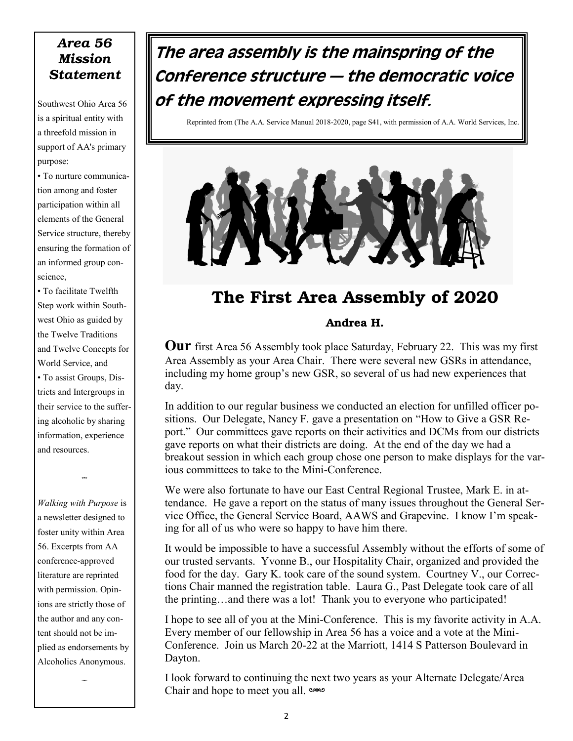## Area 56 Mission Statement

Southwest Ohio Area 56 is a spiritual entity with a threefold mission in support of AA's primary purpose:

- To nurture communication among and foster participation within all elements of the General Service structure, thereby ensuring the formation of an informed group conscience,
- To facilitate Twelfth Step work within Southwest Ohio as guided by the Twelve Traditions and Twelve Concepts for World Service, and
- To assist Groups, Districts and Intergroups in their service to the suffering alcoholic by sharing information, experience and resources.

*Walking with Purpose* is a newsletter designed to foster unity within Area 56. Excerpts from AA conference-approved literature are reprinted with permission. Opinions are strictly those of the author and any content should not be implied as endorsements by Alcoholics Anonymous.

---

***The area assembly is the mainspring of the Conference structure — the democratic voice of the movement expressing itself.***

Reprinted from (The A.A. Service Manual 2018-2020, page S41, with permission of A.A. World Services, Inc.

# The First Area Assembly of 2020

**Andrea H.**

**Our** first Area 56 Assembly took place Saturday, February 22. This was my first Area Assembly as your Area Chair. There were several new GSRs in attendance, including my home group's new GSR, so several of us had new experiences that day.

In addition to our regular business we conducted an election for unfilled officer positions. Our Delegate, Nancy F. gave a presentation on "How to Give a GSR Report." Our committees gave reports on their activities and DCMs from our districts gave reports on what their districts are doing. At the end of the day we had a breakout session in which each group chose one person to make displays for the various committees to take to the Mini-Conference.

We were also fortunate to have our East Central Regional Trustee, Mark E. in attendance. He gave a report on the status of many issues throughout the General Service Office, the General Service Board, AAWS and Grapevine. I know I'm speaking for all of us who were so happy to have him there.

It would be impossible to have a successful Assembly without the efforts of some of our trusted servants. Yvonne B., our Hospitality Chair, organized and provided the food for the day. Gary K. took care of the sound system. Courtney V., our Corrections Chair manned the registration table. Laura G., Past Delegate took care of all the printing…and there was a lot! Thank you to everyone who participated!

I hope to see all of you at the Mini-Conference. This is my favorite activity in A.A. Every member of our fellowship in Area 56 has a voice and a vote at the Mini-Conference. Join us March 20-22 at the Marriott, 1414 S Patterson Boulevard in Dayton.

I look forward to continuing the next two years as your Alternate Delegate/Area Chair and hope to meet you all.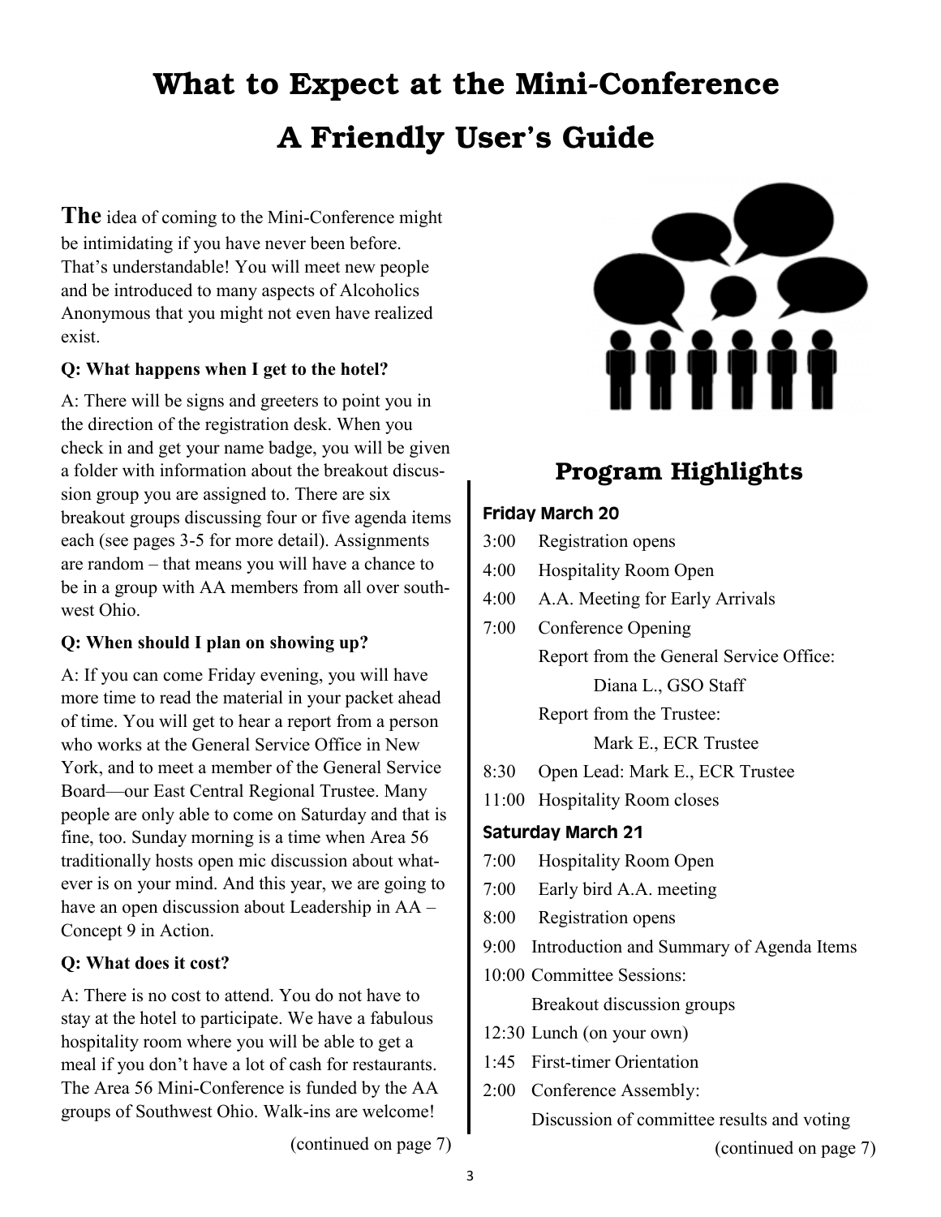# What to Expect at the Mini-Conference

## A Friendly User's Guide

**The** idea of coming to the Mini-Conference might be intimidating if you have never been before. That's understandable! You will meet new people and be introduced to many aspects of Alcoholics Anonymous that you might not even have realized exist.

**Q: What happens when I get to the hotel?**

A: There will be signs and greeters to point you in the direction of the registration desk. When you check in and get your name badge, you will be given a folder with information about the breakout discussion group you are assigned to. There are six breakout groups discussing four or five agenda items each (see pages 3-5 for more detail). Assignments are random – that means you will have a chance to be in a group with AA members from all over southwest Ohio.

**Q: When should I plan on showing up?**

A: If you can come Friday evening, you will have more time to read the material in your packet ahead of time. You will get to hear a report from a person who works at the General Service Office in New York, and to meet a member of the General Service Board—our East Central Regional Trustee. Many people are only able to come on Saturday and that is fine, too. Sunday morning is a time when Area 56 traditionally hosts open mic discussion about whatever is on your mind. And this year, we are going to have an open discussion about Leadership in AA – Concept 9 in Action.

**Q: What does it cost?**

A: There is no cost to attend. You do not have to stay at the hotel to participate. We have a fabulous hospitality room where you will be able to get a meal if you don't have a lot of cash for restaurants. The Area 56 Mini-Conference is funded by the AA groups of Southwest Ohio. Walk-ins are welcome!

(continued on page 7)

## Program Highlights

### Friday March 20

- 3:00 Registration opens
- 4:00 Hospitality Room Open
- 4:00 A.A. Meeting for Early Arrivals
- 7:00 Conference Opening
  - Report from the General Service Office:
    - Diana L., GSO Staff
  - Report from the Trustee:
    - Mark E., ECR Trustee
- 8:30 Open Lead: Mark E., ECR Trustee
- 11:00 Hospitality Room closes

### Saturday March 21

- 7:00 Hospitality Room Open
- 7:00 Early bird A.A. meeting
- 8:00 Registration opens
- 9:00 Introduction and Summary of Agenda Items
- 10:00 Committee Sessions:
  - Breakout discussion groups
- 12:30 Lunch (on your own)
- 1:45 First-timer Orientation
- 2:00 Conference Assembly:
  - Discussion of committee results and voting

(continued on page 7)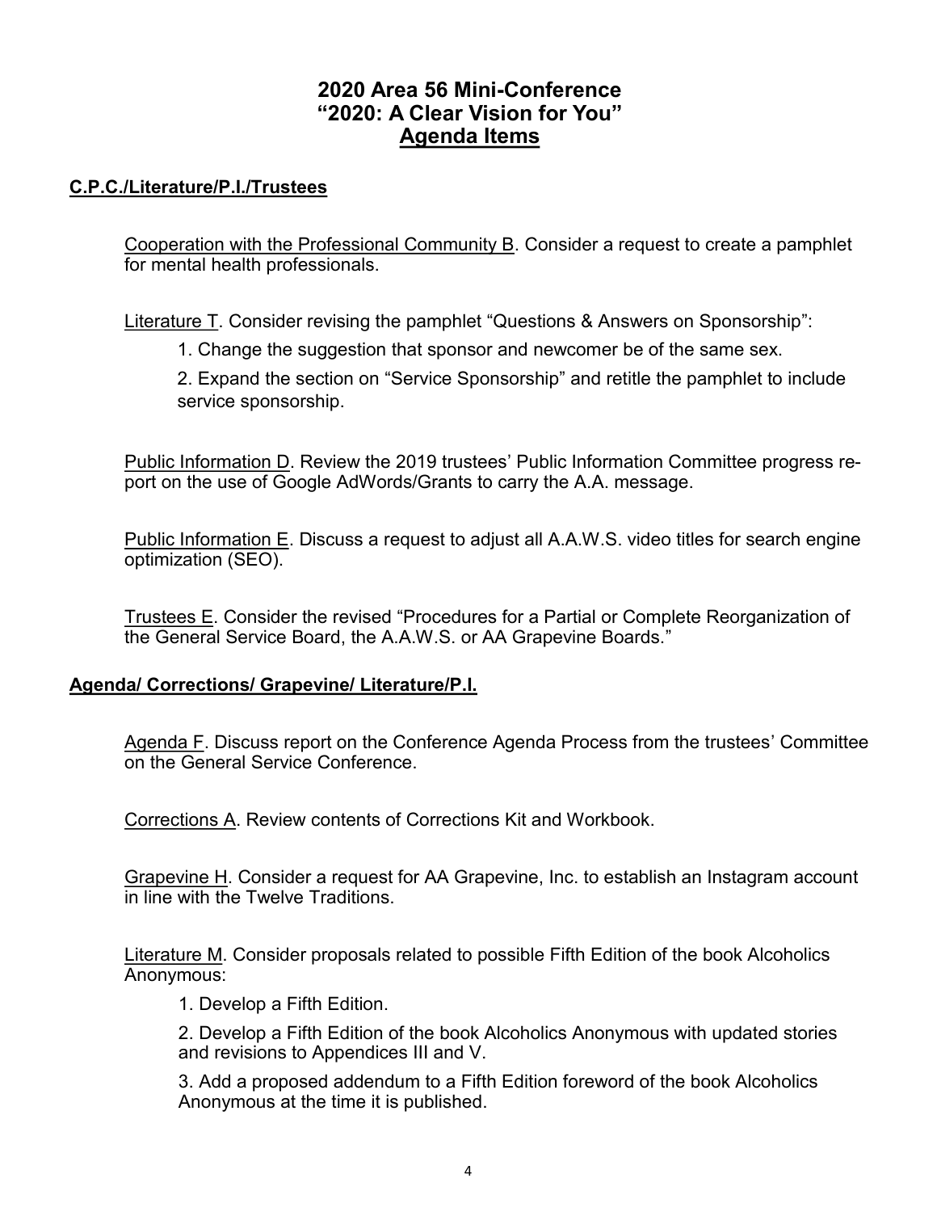# 2020 Area 56 Mini-Conference
# "2020: A Clear Vision for You"
# Agenda Items

## C.P.C./Literature/P.I./Trustees

Cooperation with the Professional Community B. Consider a request to create a pamphlet for mental health professionals.

Literature T. Consider revising the pamphlet "Questions & Answers on Sponsorship":

1. Change the suggestion that sponsor and newcomer be of the same sex.
2. Expand the section on "Service Sponsorship" and retitle the pamphlet to include service sponsorship.

Public Information D. Review the 2019 trustees' Public Information Committee progress report on the use of Google AdWords/Grants to carry the A.A. message.

Public Information E. Discuss a request to adjust all A.A.W.S. video titles for search engine optimization (SEO).

Trustees E. Consider the revised "Procedures for a Partial or Complete Reorganization of the General Service Board, the A.A.W.S. or AA Grapevine Boards."

## Agenda/ Corrections/ Grapevine/ Literature/P.I.

Agenda F. Discuss report on the Conference Agenda Process from the trustees' Committee on the General Service Conference.

Corrections A. Review contents of Corrections Kit and Workbook.

Grapevine H. Consider a request for AA Grapevine, Inc. to establish an Instagram account in line with the Twelve Traditions.

Literature M. Consider proposals related to possible Fifth Edition of the book Alcoholics Anonymous:

1. Develop a Fifth Edition.
2. Develop a Fifth Edition of the book Alcoholics Anonymous with updated stories and revisions to Appendices III and V.
3. Add a proposed addendum to a Fifth Edition foreword of the book Alcoholics Anonymous at the time it is published.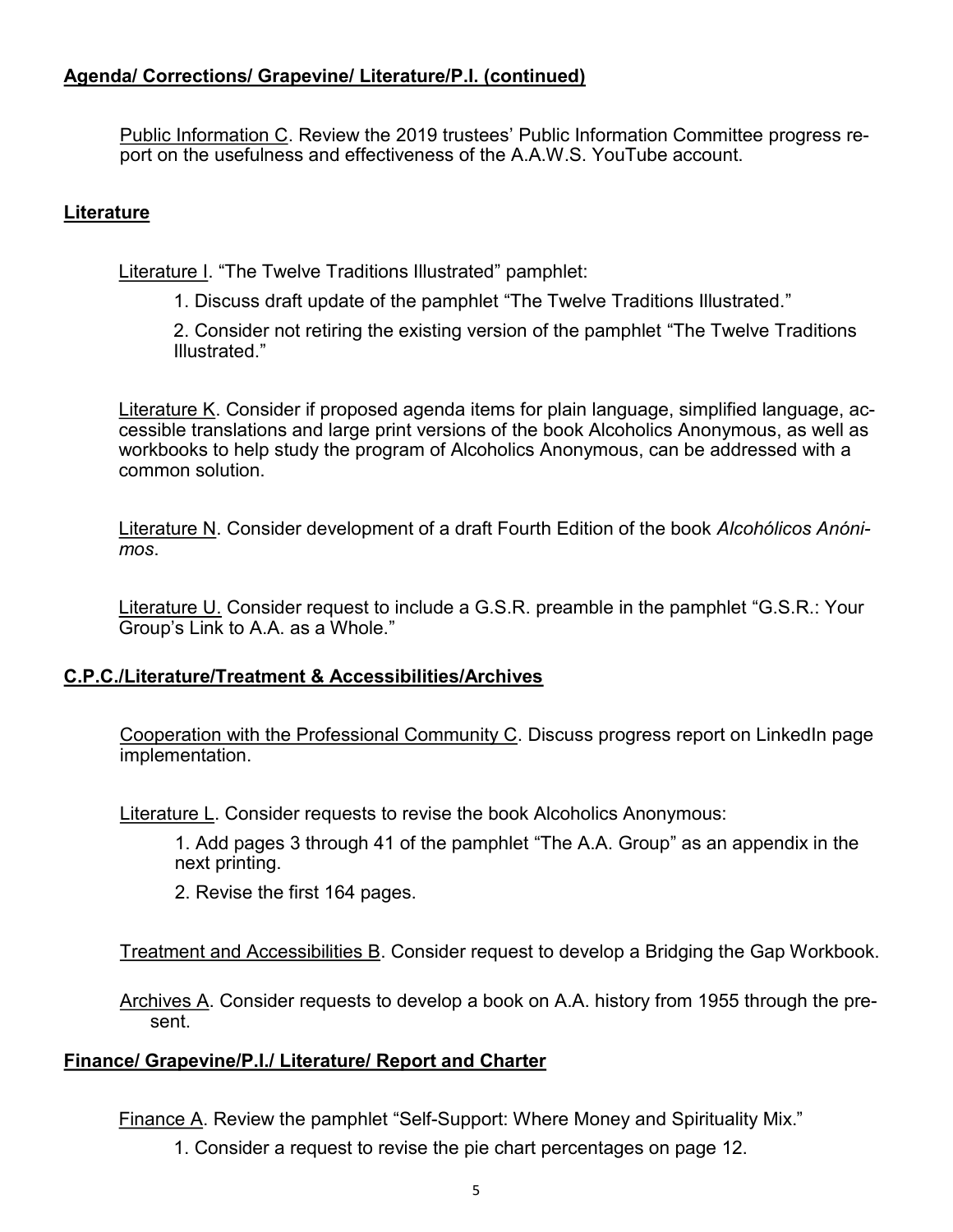**Agenda/ Corrections/ Grapevine/ Literature/P.I. (continued)**

Public Information C. Review the 2019 trustees' Public Information Committee progress report on the usefulness and effectiveness of the A.A.W.S. YouTube account.

**Literature**

Literature I. "The Twelve Traditions Illustrated" pamphlet:

1. Discuss draft update of the pamphlet "The Twelve Traditions Illustrated."
2. Consider not retiring the existing version of the pamphlet "The Twelve Traditions Illustrated."

Literature K. Consider if proposed agenda items for plain language, simplified language, accessible translations and large print versions of the book Alcoholics Anonymous, as well as workbooks to help study the program of Alcoholics Anonymous, can be addressed with a common solution.

Literature N. Consider development of a draft Fourth Edition of the book *Alcohólicos Anónimos*.

Literature U. Consider request to include a G.S.R. preamble in the pamphlet "G.S.R.: Your Group's Link to A.A. as a Whole."

**C.P.C./Literature/Treatment & Accessibilities/Archives**

Cooperation with the Professional Community C. Discuss progress report on LinkedIn page implementation.

Literature L. Consider requests to revise the book Alcoholics Anonymous:

1. Add pages 3 through 41 of the pamphlet "The A.A. Group" as an appendix in the next printing.
2. Revise the first 164 pages.

Treatment and Accessibilities B. Consider request to develop a Bridging the Gap Workbook.

Archives A. Consider requests to develop a book on A.A. history from 1955 through the present.

**Finance/ Grapevine/P.I./ Literature/ Report and Charter**

Finance A. Review the pamphlet "Self-Support: Where Money and Spirituality Mix."

1. Consider a request to revise the pie chart percentages on page 12.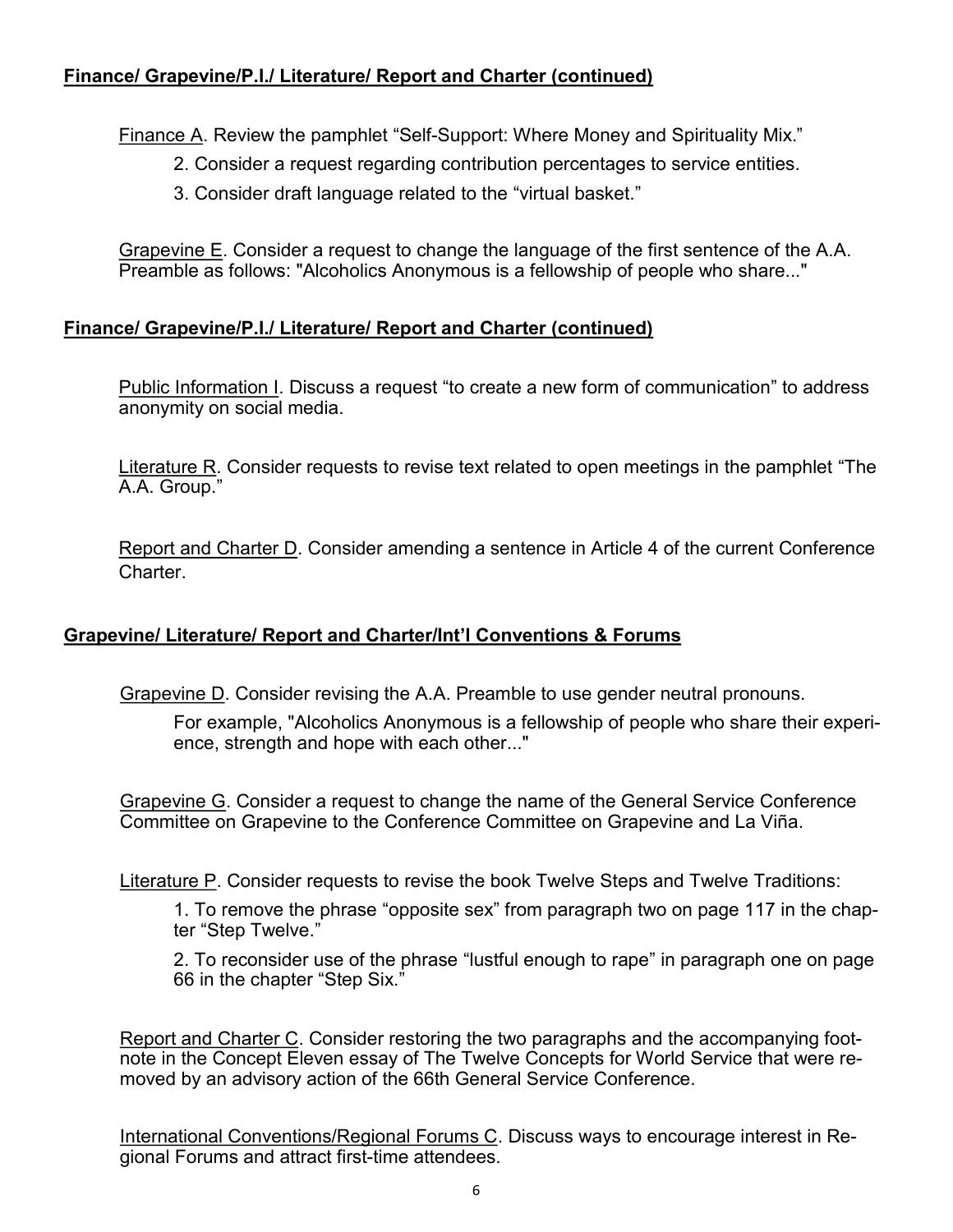**Finance/ Grapevine/P.I./ Literature/ Report and Charter (continued)**

Finance A. Review the pamphlet "Self-Support: Where Money and Spirituality Mix."

2. Consider a request regarding contribution percentages to service entities.

3. Consider draft language related to the "virtual basket."

Grapevine E. Consider a request to change the language of the first sentence of the A.A. Preamble as follows: "Alcoholics Anonymous is a fellowship of people who share..."

**Finance/ Grapevine/P.I./ Literature/ Report and Charter (continued)**

Public Information I. Discuss a request "to create a new form of communication" to address anonymity on social media.

Literature R. Consider requests to revise text related to open meetings in the pamphlet "The A.A. Group."

Report and Charter D. Consider amending a sentence in Article 4 of the current Conference Charter.

**Grapevine/ Literature/ Report and Charter/Int'l Conventions & Forums**

Grapevine D. Consider revising the A.A. Preamble to use gender neutral pronouns.

For example, "Alcoholics Anonymous is a fellowship of people who share their experience, strength and hope with each other..."

Grapevine G. Consider a request to change the name of the General Service Conference Committee on Grapevine to the Conference Committee on Grapevine and La Viña.

Literature P. Consider requests to revise the book Twelve Steps and Twelve Traditions:

1. To remove the phrase "opposite sex" from paragraph two on page 117 in the chapter "Step Twelve."

2. To reconsider use of the phrase "lustful enough to rape" in paragraph one on page 66 in the chapter "Step Six."

Report and Charter C. Consider restoring the two paragraphs and the accompanying footnote in the Concept Eleven essay of The Twelve Concepts for World Service that were removed by an advisory action of the 66th General Service Conference.

International Conventions/Regional Forums C. Discuss ways to encourage interest in Regional Forums and attract first-time attendees.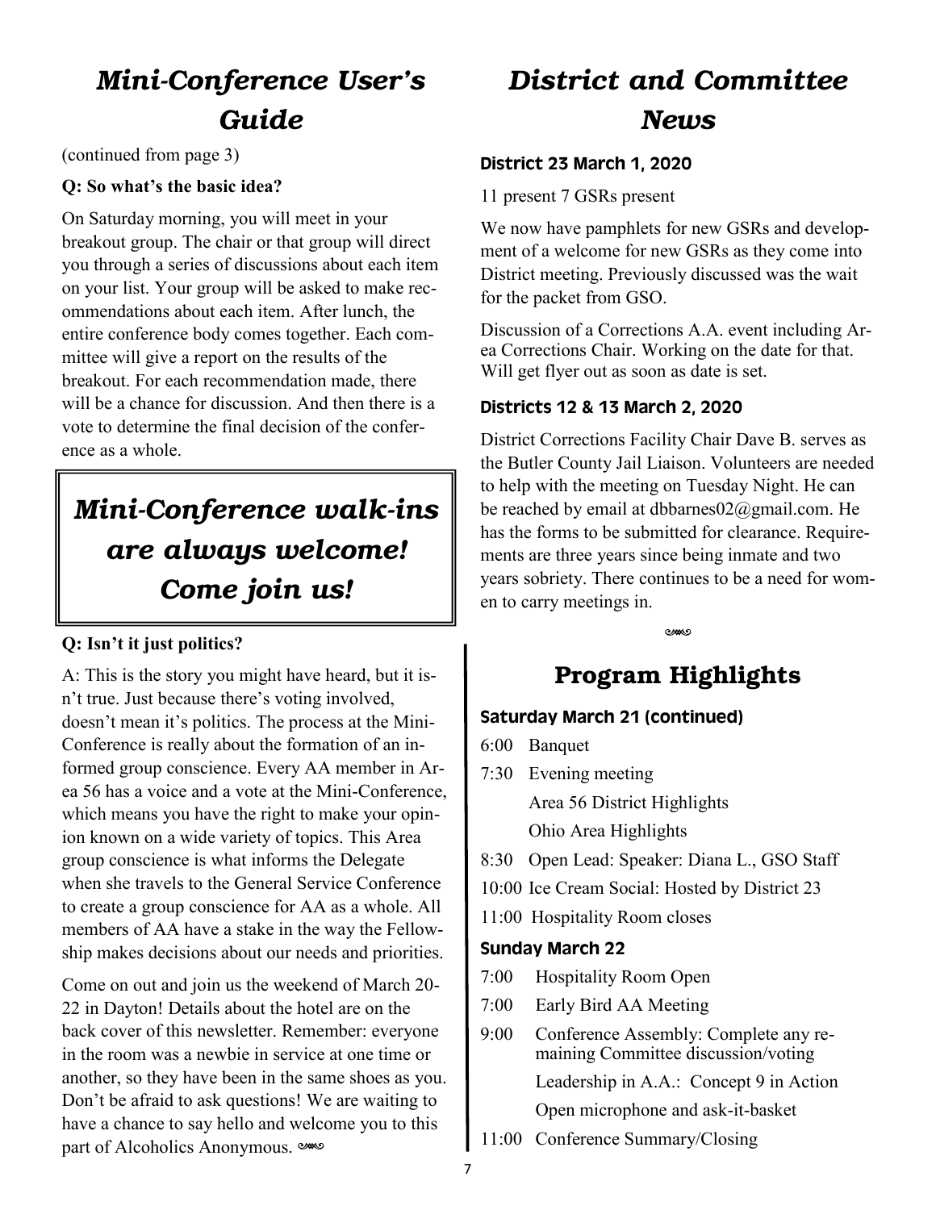## *Mini-Conference User's Guide*

(continued from page 3)

**Q: So what's the basic idea?**

On Saturday morning, you will meet in your breakout group. The chair or that group will direct you through a series of discussions about each item on your list. Your group will be asked to make recommendations about each item. After lunch, the entire conference body comes together. Each committee will give a report on the results of the breakout. For each recommendation made, there will be a chance for discussion. And then there is a vote to determine the final decision of the conference as a whole.

> ***Mini-Conference walk-ins are always welcome! Come join us!***

**Q: Isn't it just politics?**

A: This is the story you might have heard, but it isn't true. Just because there's voting involved, doesn't mean it's politics. The process at the Mini-Conference is really about the formation of an informed group conscience. Every AA member in Area 56 has a voice and a vote at the Mini-Conference, which means you have the right to make your opinion known on a wide variety of topics. This Area group conscience is what informs the Delegate when she travels to the General Service Conference to create a group conscience for AA as a whole. All members of AA have a stake in the way the Fellowship makes decisions about our needs and priorities.

Come on out and join us the weekend of March 20-22 in Dayton! Details about the hotel are on the back cover of this newsletter. Remember: everyone in the room was a newbie in service at one time or another, so they have been in the same shoes as you. Don't be afraid to ask questions! We are waiting to have a chance to say hello and welcome you to this part of Alcoholics Anonymous.

## *District and Committee News*

### District 23 March 1, 2020

11 present 7 GSRs present

We now have pamphlets for new GSRs and development of a welcome for new GSRs as they come into District meeting. Previously discussed was the wait for the packet from GSO.

Discussion of a Corrections A.A. event including Area Corrections Chair. Working on the date for that. Will get flyer out as soon as date is set.

### Districts 12 & 13 March 2, 2020

District Corrections Facility Chair Dave B. serves as the Butler County Jail Liaison. Volunteers are needed to help with the meeting on Tuesday Night. He can be reached by email at dbbarnes02@gmail.com. He has the forms to be submitted for clearance. Requirements are three years since being inmate and two years sobriety. There continues to be a need for women to carry meetings in.

## Program Highlights

### Saturday March 21 (continued)

- 6:00 Banquet
- 7:30 Evening meeting
  - Area 56 District Highlights
  - Ohio Area Highlights
- 8:30 Open Lead: Speaker: Diana L., GSO Staff
- 10:00 Ice Cream Social: Hosted by District 23
- 11:00 Hospitality Room closes

### Sunday March 22

- 7:00 Hospitality Room Open
- 7:00 Early Bird AA Meeting
- 9:00 Conference Assembly: Complete any remaining Committee discussion/voting
  - Leadership in A.A.: Concept 9 in Action
  - Open microphone and ask-it-basket
- 11:00 Conference Summary/Closing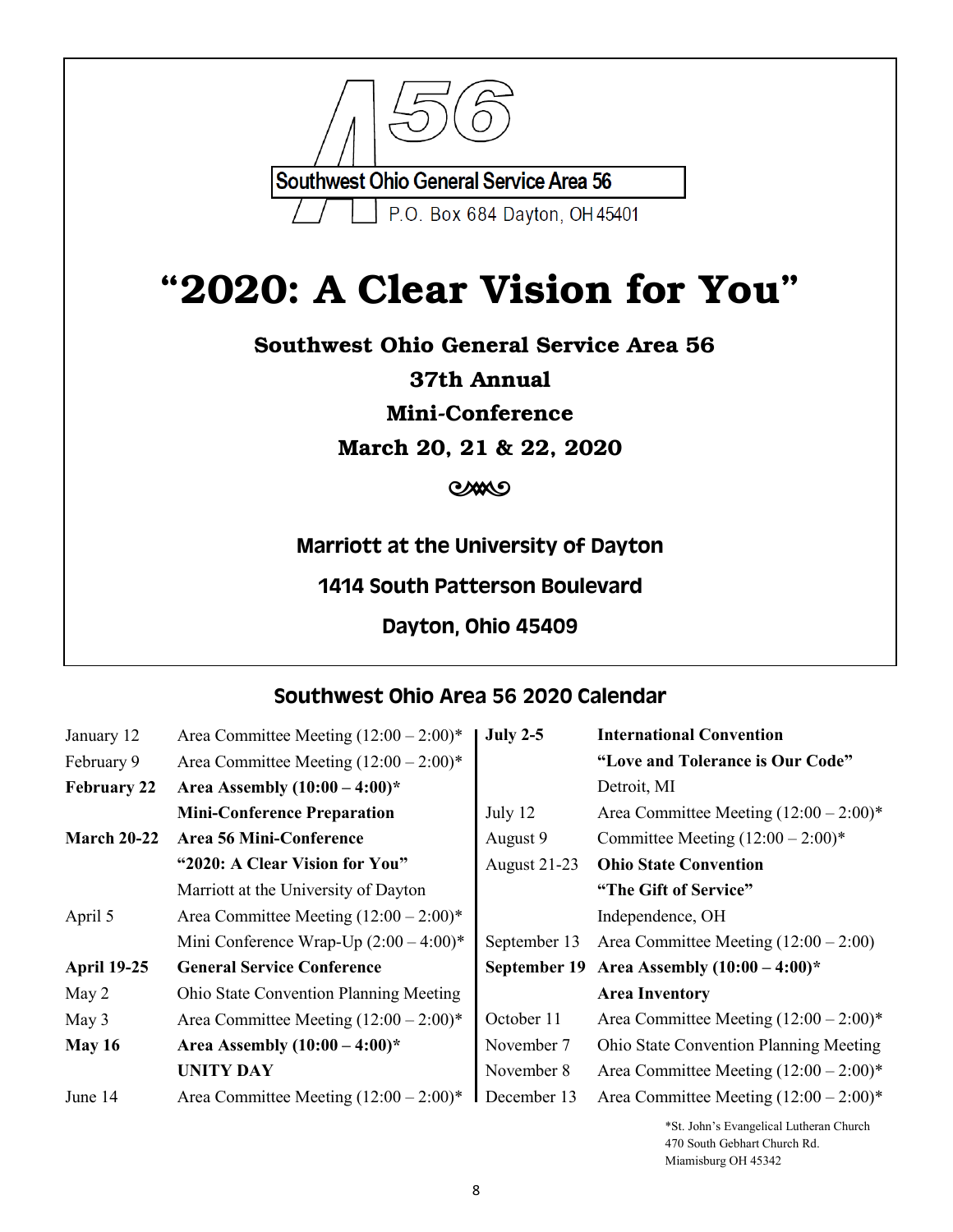Southwest Ohio General Service Area 56

P.O. Box 684 Dayton, OH 45401

# "2020: A Clear Vision for You"

**Southwest Ohio General Service Area 56**

**37th Annual**

**Mini-Conference**

**March 20, 21 & 22, 2020**

**Marriott at the University of Dayton**

**1414 South Patterson Boulevard**

**Dayton, Ohio 45409**

## Southwest Ohio Area 56 2020 Calendar

| | |
|---|---|
| January 12 | Area Committee Meeting (12:00 – 2:00)* |
| February 9 | Area Committee Meeting (12:00 – 2:00)* |
| **February 22** | **Area Assembly (10:00 – 4:00)*** |
| | **Mini-Conference Preparation** |
| **March 20-22** | **Area 56 Mini-Conference** |
| | **"2020: A Clear Vision for You"** |
| | Marriott at the University of Dayton |
| April 5 | Area Committee Meeting (12:00 – 2:00)* |
| | Mini Conference Wrap-Up (2:00 – 4:00)* |
| **April 19-25** | **General Service Conference** |
| May 2 | Ohio State Convention Planning Meeting |
| May 3 | Area Committee Meeting (12:00 – 2:00)* |
| **May 16** | **Area Assembly (10:00 – 4:00)*** |
| | **UNITY DAY** |
| June 14 | Area Committee Meeting (12:00 – 2:00)* |
| **July 2-5** | **International Convention** |
| | **"Love and Tolerance is Our Code"** |
| | Detroit, MI |
| July 12 | Area Committee Meeting (12:00 – 2:00)* |
| August 9 | Committee Meeting (12:00 – 2:00)* |
| August 21-23 | **Ohio State Convention** |
| | **"The Gift of Service"** |
| | Independence, OH |
| September 13 | Area Committee Meeting (12:00 – 2:00) |
| **September 19** | **Area Assembly (10:00 – 4:00)*** |
| | **Area Inventory** |
| October 11 | Area Committee Meeting (12:00 – 2:00)* |
| November 7 | Ohio State Convention Planning Meeting |
| November 8 | Area Committee Meeting (12:00 – 2:00)* |
| December 13 | Area Committee Meeting (12:00 – 2:00)* |

*St. John's Evangelical Lutheran Church
470 South Gebhart Church Rd.
Miamisburg OH 45342